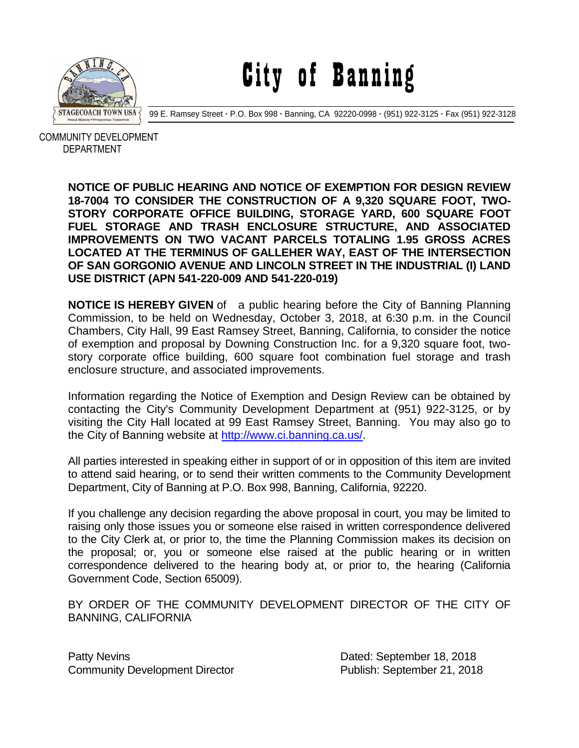# City of Banning

99 E. Ramsey Street · P.O. Box 998 · Banning, CA 92220-0998 · (951) 922-3125 · Fax (951) 922-3128

COMMUNITY DEVELOPMENT DEPARTMENT

**NOTICE OF PUBLIC HEARING AND NOTICE OF EXEMPTION FOR DESIGN REVIEW 18-7004 TO CONSIDER THE CONSTRUCTION OF A 9,320 SQUARE FOOT, TWO-STORY CORPORATE OFFICE BUILDING, STORAGE YARD, 600 SQUARE FOOT FUEL STORAGE AND TRASH ENCLOSURE STRUCTURE, AND ASSOCIATED IMPROVEMENTS ON TWO VACANT PARCELS TOTALING 1.95 GROSS ACRES LOCATED AT THE TERMINUS OF GALLEHER WAY, EAST OF THE INTERSECTION OF SAN GORGONIO AVENUE AND LINCOLN STREET IN THE INDUSTRIAL (I) LAND USE DISTRICT (APN 541-220-009 AND 541-220-019)**

**NOTICE IS HEREBY GIVEN** of a public hearing before the City of Banning Planning Commission, to be held on Wednesday, October 3, 2018, at 6:30 p.m. in the Council Chambers, City Hall, 99 East Ramsey Street, Banning, California, to consider the notice of exemption and proposal by Downing Construction Inc. for a 9,320 square foot, two-story corporate office building, 600 square foot combination fuel storage and trash enclosure structure, and associated improvements.

Information regarding the Notice of Exemption and Design Review can be obtained by contacting the City's Community Development Department at (951) 922-3125, or by visiting the City Hall located at 99 East Ramsey Street, Banning. You may also go to the City of Banning website at http://www.ci.banning.ca.us/.

All parties interested in speaking either in support of or in opposition of this item are invited to attend said hearing, or to send their written comments to the Community Development Department, City of Banning at P.O. Box 998, Banning, California, 92220.

If you challenge any decision regarding the above proposal in court, you may be limited to raising only those issues you or someone else raised in written correspondence delivered to the City Clerk at, or prior to, the time the Planning Commission makes its decision on the proposal; or, you or someone else raised at the public hearing or in written correspondence delivered to the hearing body at, or prior to, the hearing (California Government Code, Section 65009).

BY ORDER OF THE COMMUNITY DEVELOPMENT DIRECTOR OF THE CITY OF BANNING, CALIFORNIA

Patty Nevins
Community Development Director

Dated: September 18, 2018
Publish: September 21, 2018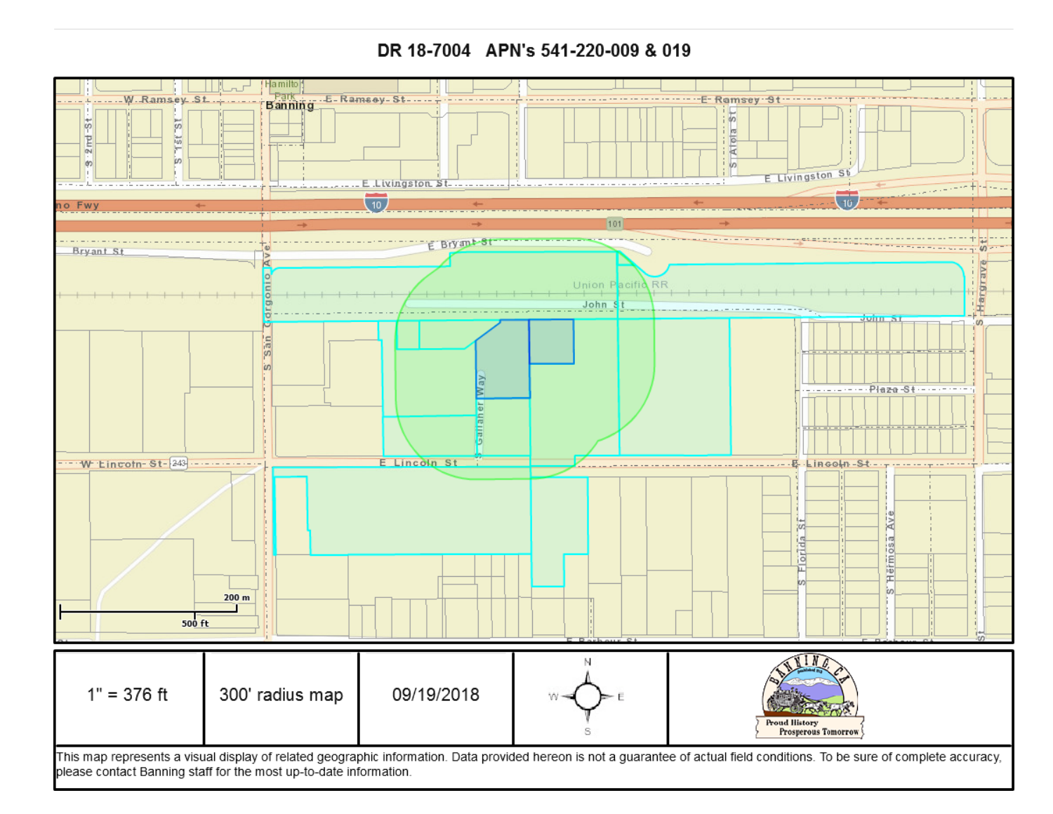# DR 18-7004 APN's 541-220-009 & 019

W Ramsey St
Hamilton Park
Banning
E Ramsey St
E Ramsey St
S 2nd St
S 1st St
S Alota St
E Livingston St
E Livingston St
no Fwy
10
10
101
Bryant St
E Bryant St
S San Gorgonio Ave
Union Pacific RR
John St
John St
S Hargrave St
S Gallaner Way
Plaza St
W Lincoln St
243
E Lincoln St
E Lincoln St
S Florida St
S Hermosa Ave
E Barbour St
E Barbour St
200 m
500 ft

| | | | | |
|---|---|---|---|---|
| 1" = 376 ft | 300' radius map | 09/19/2018 | N W E S | BANNING, CA Proud History Prosperous Tomorrow |

This map represents a visual display of related geographic information. Data provided hereon is not a guarantee of actual field conditions. To be sure of complete accuracy, please contact Banning staff for the most up-to-date information.